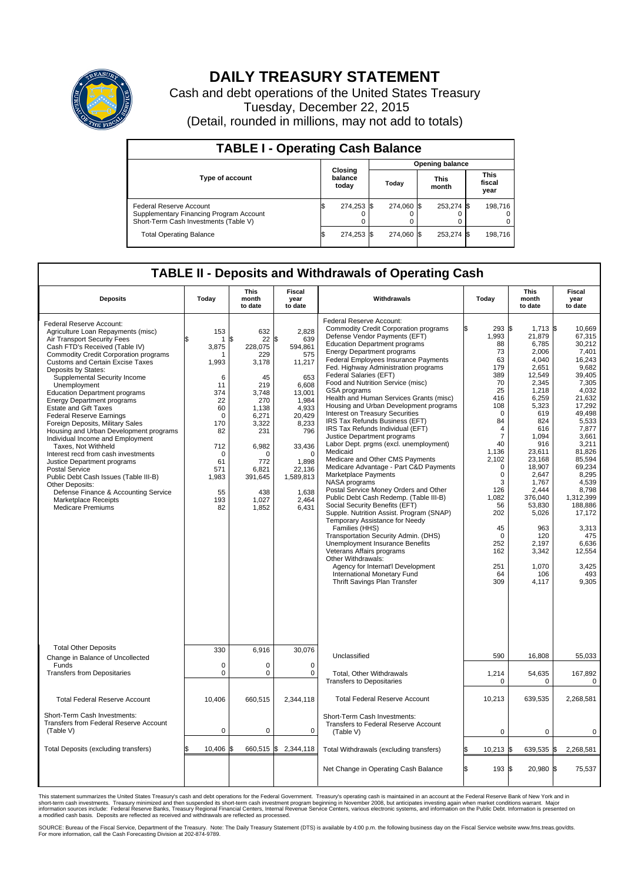# DAILY TREASURY STATEMENT

Cash and debt operations of the United States Treasury
Tuesday, December 22, 2015
(Detail, rounded in millions, may not add to totals)

## TABLE I - Operating Cash Balance

| Type of account | Closing balance today | Opening balance Today | Opening balance This month | Opening balance This fiscal year |
|---|---|---|---|---|
| Federal Reserve Account | $ 274,253 | $ 274,060 | $ 253,274 | $ 198,716 |
| Supplementary Financing Program Account | 0 | 0 | 0 | 0 |
| Short-Term Cash Investments (Table V) | 0 | 0 | 0 | 0 |
| Total Operating Balance | $ 274,253 | $ 274,060 | $ 253,274 | $ 198,716 |

## TABLE II - Deposits and Withdrawals of Operating Cash

| Deposits | Today | This month to date | Fiscal year to date | Withdrawals | Today | This month to date | Fiscal year to date |
|---|---|---|---|---|---|---|---|
| Federal Reserve Account: | | | | Federal Reserve Account: | | | |
| Agriculture Loan Repayments (misc) | 153 | 632 | 2,828 | Commodity Credit Corporation programs | $ 293 | $ 1,713 | $ 10,669 |
| Air Transport Security Fees | $ 1 | $ 22 | $ 639 | Defense Vendor Payments (EFT) | 1,993 | 21,879 | 67,315 |
| Cash FTD's Received (Table IV) | 3,875 | 228,075 | 594,861 | Education Department programs | 88 | 6,785 | 30,212 |
| Commodity Credit Corporation programs | 1 | 229 | 575 | Energy Department programs | 73 | 2,006 | 7,401 |
| Customs and Certain Excise Taxes | 1,993 | 3,178 | 11,217 | Federal Employees Insurance Payments | 63 | 4,040 | 16,243 |
| Deposits by States: | | | | Fed. Highway Administration programs | 179 | 2,651 | 9,682 |
| Supplemental Security Income | 6 | 45 | 653 | Federal Salaries (EFT) | 389 | 12,549 | 39,405 |
| Unemployment | 11 | 219 | 6,608 | Food and Nutrition Service (misc) | 70 | 2,345 | 7,305 |
| Education Department programs | 374 | 3,748 | 13,001 | GSA programs | 25 | 1,218 | 4,032 |
| Energy Department programs | 22 | 270 | 1,984 | Health and Human Services Grants (misc) | 416 | 6,259 | 21,632 |
| Estate and Gift Taxes | 60 | 1,138 | 4,933 | Housing and Urban Development programs | 108 | 5,323 | 17,292 |
| Federal Reserve Earnings | 0 | 6,271 | 20,429 | Interest on Treasury Securities | 0 | 619 | 49,498 |
| Foreign Deposits, Military Sales | 170 | 3,322 | 8,233 | IRS Tax Refunds Business (EFT) | 84 | 824 | 5,533 |
| Housing and Urban Development programs | 82 | 231 | 796 | IRS Tax Refunds Individual (EFT) | 4 | 616 | 7,877 |
| Individual Income and Employment | | | | Justice Department programs | 7 | 1,094 | 3,661 |
| Taxes, Not Withheld | 712 | 6,982 | 33,436 | Labor Dept. prgms (excl. unemployment) | 40 | 916 | 3,211 |
| Interest recd from cash investments | 0 | 0 | 0 | Medicaid | 1,136 | 23,611 | 81,826 |
| Justice Department programs | 61 | 772 | 1,898 | Medicare and Other CMS Payments | 2,102 | 23,168 | 85,594 |
| Postal Service | 571 | 6,821 | 22,136 | Medicare Advantage - Part C&D Payments | 0 | 18,907 | 69,234 |
| Public Debt Cash Issues (Table III-B) | 1,983 | 391,645 | 1,589,813 | Marketplace Payments | 0 | 2,647 | 8,295 |
| Other Deposits: | | | | NASA programs | 3 | 1,767 | 4,539 |
| Defense Finance & Accounting Service | 55 | 438 | 1,638 | Postal Service Money Orders and Other | 126 | 2,444 | 8,798 |
| Marketplace Receipts | 193 | 1,027 | 2,464 | Public Debt Cash Redemp. (Table III-B) | 1,082 | 376,040 | 1,312,399 |
| Medicare Premiums | 82 | 1,852 | 6,431 | Social Security Benefits (EFT) | 56 | 53,830 | 188,886 |
| | | | | Supple. Nutrition Assist. Program (SNAP) | 202 | 5,026 | 17,172 |
| | | | | Temporary Assistance for Needy Families (HHS) | 45 | 963 | 3,313 |
| | | | | Transportation Security Admin. (DHS) | 0 | 120 | 475 |
| | | | | Unemployment Insurance Benefits | 252 | 2,197 | 6,636 |
| | | | | Veterans Affairs programs | 162 | 3,342 | 12,554 |
| | | | | Other Withdrawals: | | | |
| | | | | Agency for Internat'l Development | 251 | 1,070 | 3,425 |
| | | | | International Monetary Fund | 64 | 106 | 493 |
| | | | | Thrift Savings Plan Transfer | 309 | 4,117 | 9,305 |
| Total Other Deposits | 330 | 6,916 | 30,076 | Unclassified | 590 | 16,808 | 55,033 |
| Change in Balance of Uncollected Funds | 0 | 0 | 0 | | | | |
| Transfers from Depositaries | 0 | 0 | 0 | Total, Other Withdrawals | 1,214 | 54,635 | 167,892 |
| | | | | Transfers to Depositaries | 0 | 0 | 0 |
| Total Federal Reserve Account | 10,406 | 660,515 | 2,344,118 | Total Federal Reserve Account | 10,213 | 639,535 | 2,268,581 |
| Short-Term Cash Investments: Transfers from Federal Reserve Account (Table V) | 0 | 0 | 0 | Short-Term Cash Investments: Transfers to Federal Reserve Account (Table V) | 0 | 0 | 0 |
| Total Deposits (excluding transfers) | $ 10,406 | $ 660,515 | $ 2,344,118 | Total Withdrawals (excluding transfers) | $ 10,213 | $ 639,535 | $ 2,268,581 |
| | | | | Net Change in Operating Cash Balance | $ 193 | $ 20,980 | $ 75,537 |

This statement summarizes the United States Treasury's cash and debt operations for the Federal Government. Treasury's operating cash is maintained in an account at the Federal Reserve Bank of New York and in short-term cash investments. Treasury minimized and then suspended its short-term cash investment program beginning in November 2008, but anticipates investing again when market conditions warrant. Major information sources include: Federal Reserve Banks, Treasury Regional Financial Centers, Internal Revenue Service Centers, various electronic systems, and information on the Public Debt. Information is presented on a modified cash basis. Deposits are reflected as received and withdrawals are reflected as processed.

SOURCE: Bureau of the Fiscal Service, Department of the Treasury. Note: The Daily Treasury Statement (DTS) is available by 4:00 p.m. the following business day on the Fiscal Service website www.fms.treas.gov/dts. For more information, call the Cash Forecasting Division at 202-874-9789.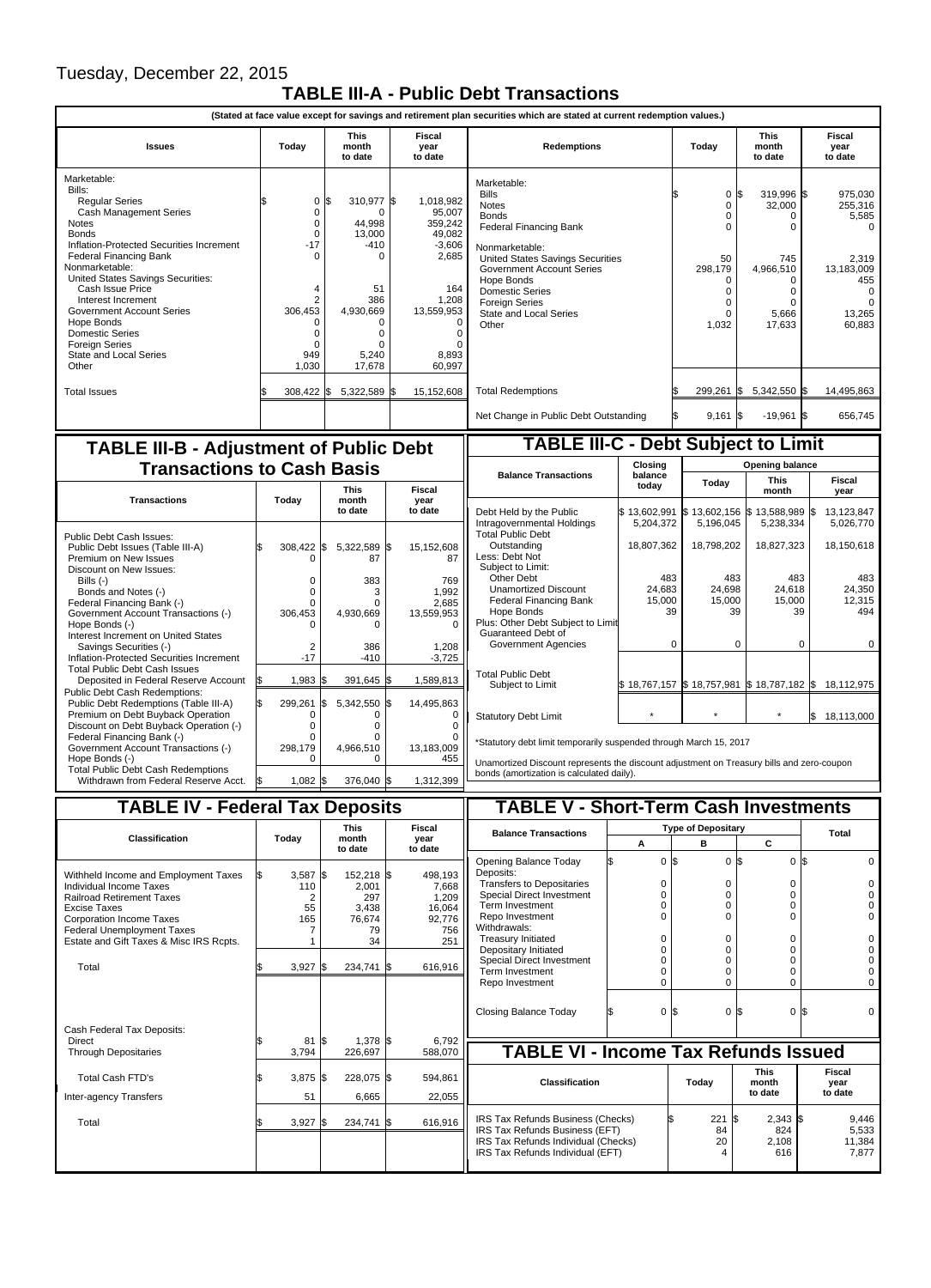Tuesday, December 22, 2015

# TABLE III-A - Public Debt Transactions

(Stated at face value except for savings and retirement plan securities which are stated at current redemption values.)

| Issues | Today | This month to date | Fiscal year to date |
|---|---|---|---|
| Marketable: | | | |
| Bills: | | | |
| Regular Series | $ 0 | $ 310,977 | $ 1,018,982 |
| Cash Management Series | 0 | 0 | 95,007 |
| Notes | 0 | 44,998 | 359,242 |
| Bonds | 0 | 13,000 | 49,082 |
| Inflation-Protected Securities Increment | -17 | -410 | -3,606 |
| Federal Financing Bank | 0 | 0 | 2,685 |
| Nonmarketable: | | | |
| United States Savings Securities: | | | |
| Cash Issue Price | 4 | 51 | 164 |
| Interest Increment | 2 | 386 | 1,208 |
| Government Account Series | 306,453 | 4,930,669 | 13,559,953 |
| Hope Bonds | 0 | 0 | 0 |
| Domestic Series | 0 | 0 | 0 |
| Foreign Series | 0 | 0 | 0 |
| State and Local Series | 949 | 5,240 | 8,893 |
| Other | 1,030 | 17,678 | 60,997 |
| Total Issues | $ 308,422 | $ 5,322,589 | $ 15,152,608 |

| Redemptions | Today | This month to date | Fiscal year to date |
|---|---|---|---|
| Marketable: | | | |
| Bills | $ 0 | $ 319,996 | $ 975,030 |
| Notes | 0 | 32,000 | 255,316 |
| Bonds | 0 | 0 | 5,585 |
| Federal Financing Bank | 0 | 0 | 0 |
| Nonmarketable: | | | |
| United States Savings Securities | 50 | 745 | 2,319 |
| Government Account Series | 298,179 | 4,966,510 | 13,183,009 |
| Hope Bonds | 0 | 0 | 455 |
| Domestic Series | 0 | 0 | 0 |
| Foreign Series | 0 | 0 | 0 |
| State and Local Series | 0 | 5,666 | 13,265 |
| Other | 1,032 | 17,633 | 60,883 |
| Total Redemptions | $ 299,261 | $ 5,342,550 | $ 14,495,863 |
| Net Change in Public Debt Outstanding | $ 9,161 | $ -19,961 | $ 656,745 |

# TABLE III-B - Adjustment of Public Debt Transactions to Cash Basis

| Transactions | Today | This month to date | Fiscal year to date |
|---|---|---|---|
| Public Debt Cash Issues: | | | |
| Public Debt Issues (Table III-A) | $ 308,422 | $ 5,322,589 | $ 15,152,608 |
| Premium on New Issues | 0 | 87 | 87 |
| Discount on New Issues: | | | |
| Bills (-) | 0 | 383 | 769 |
| Bonds and Notes (-) | 0 | 3 | 1,992 |
| Federal Financing Bank (-) | 0 | 0 | 2,685 |
| Government Account Transactions (-) | 306,453 | 4,930,669 | 13,559,953 |
| Hope Bonds (-) | 0 | 0 | 0 |
| Interest Increment on United States Savings Securities (-) | 2 | 386 | 1,208 |
| Inflation-Protected Securities Increment | -17 | -410 | -3,725 |
| Total Public Debt Cash Issues Deposited in Federal Reserve Account | $ 1,983 | $ 391,645 | $ 1,589,813 |
| Public Debt Cash Redemptions: | | | |
| Public Debt Redemptions (Table III-A) | $ 299,261 | $ 5,342,550 | $ 14,495,863 |
| Premium on Debt Buyback Operation | 0 | 0 | 0 |
| Discount on Debt Buyback Operation (-) | 0 | 0 | 0 |
| Federal Financing Bank (-) | 0 | 0 | 0 |
| Government Account Transactions (-) | 298,179 | 4,966,510 | 13,183,009 |
| Hope Bonds (-) | 0 | 0 | 455 |
| Total Public Debt Cash Redemptions Withdrawn from Federal Reserve Acct. | $ 1,082 | $ 376,040 | $ 1,312,399 |

# TABLE III-C - Debt Subject to Limit

| Balance Transactions | Closing balance today | Opening balance Today | Opening balance This month | Opening balance Fiscal year |
|---|---|---|---|---|
| Debt Held by the Public | $ 13,602,991 | $ 13,602,156 | $ 13,588,989 | $ 13,123,847 |
| Intragovernmental Holdings | 5,204,372 | 5,196,045 | 5,238,334 | 5,026,770 |
| Total Public Debt Outstanding | 18,807,362 | 18,798,202 | 18,827,323 | 18,150,618 |
| Less: Debt Not Subject to Limit: | | | | |
| Other Debt | 483 | 483 | 483 | 483 |
| Unamortized Discount | 24,683 | 24,698 | 24,618 | 24,350 |
| Federal Financing Bank | 15,000 | 15,000 | 15,000 | 12,315 |
| Hope Bonds | 39 | 39 | 39 | 494 |
| Plus: Other Debt Subject to Limit | | | | |
| Guaranteed Debt of Government Agencies | 0 | 0 | 0 | 0 |
| Total Public Debt Subject to Limit | $ 18,767,157 | $ 18,757,981 | $ 18,787,182 | $ 18,112,975 |
| Statutory Debt Limit | * | * | * | $ 18,113,000 |

*Statutory debt limit temporarily suspended through March 15, 2017

Unamortized Discount represents the discount adjustment on Treasury bills and zero-coupon bonds (amortization is calculated daily).

# TABLE IV - Federal Tax Deposits

| Classification | Today | This month to date | Fiscal year to date |
|---|---|---|---|
| Withheld Income and Employment Taxes | $ 3,587 | $ 152,218 | $ 498,193 |
| Individual Income Taxes | 110 | 2,001 | 7,668 |
| Railroad Retirement Taxes | 2 | 297 | 1,209 |
| Excise Taxes | 55 | 3,438 | 16,064 |
| Corporation Income Taxes | 165 | 76,674 | 92,776 |
| Federal Unemployment Taxes | 7 | 79 | 756 |
| Estate and Gift Taxes & Misc IRS Rcpts. | 1 | 34 | 251 |
| Total | $ 3,927 | $ 234,741 | $ 616,916 |
| Cash Federal Tax Deposits: | | | |
| Direct | $ 81 | $ 1,378 | $ 6,792 |
| Through Depositaries | 3,794 | 226,697 | 588,070 |
| Total Cash FTD's | $ 3,875 | $ 228,075 | $ 594,861 |
| Inter-agency Transfers | 51 | 6,665 | 22,055 |
| Total | $ 3,927 | $ 234,741 | $ 616,916 |

# TABLE V - Short-Term Cash Investments

| Balance Transactions | Type of Depositary A | Type of Depositary B | Type of Depositary C | Total |
|---|---|---|---|---|
| Opening Balance Today | $ 0 | $ 0 | $ 0 | $ 0 |
| Deposits: | | | | |
| Transfers to Depositaries | 0 | 0 | 0 | 0 |
| Special Direct Investment | 0 | 0 | 0 | 0 |
| Term Investment | 0 | 0 | 0 | 0 |
| Repo Investment | 0 | 0 | 0 | 0 |
| Withdrawals: | | | | |
| Treasury Initiated | 0 | 0 | 0 | 0 |
| Depositary Initiated | 0 | 0 | 0 | 0 |
| Special Direct Investment | 0 | 0 | 0 | 0 |
| Term Investment | 0 | 0 | 0 | 0 |
| Repo Investment | 0 | 0 | 0 | 0 |
| Closing Balance Today | $ 0 | $ 0 | $ 0 | $ 0 |

# TABLE VI - Income Tax Refunds Issued

| Classification | Today | This month to date | Fiscal year to date |
|---|---|---|---|
| IRS Tax Refunds Business (Checks) | $ 221 | $ 2,343 | $ 9,446 |
| IRS Tax Refunds Business (EFT) | 84 | 824 | 5,533 |
| IRS Tax Refunds Individual (Checks) | 20 | 2,108 | 11,384 |
| IRS Tax Refunds Individual (EFT) | 4 | 616 | 7,877 |